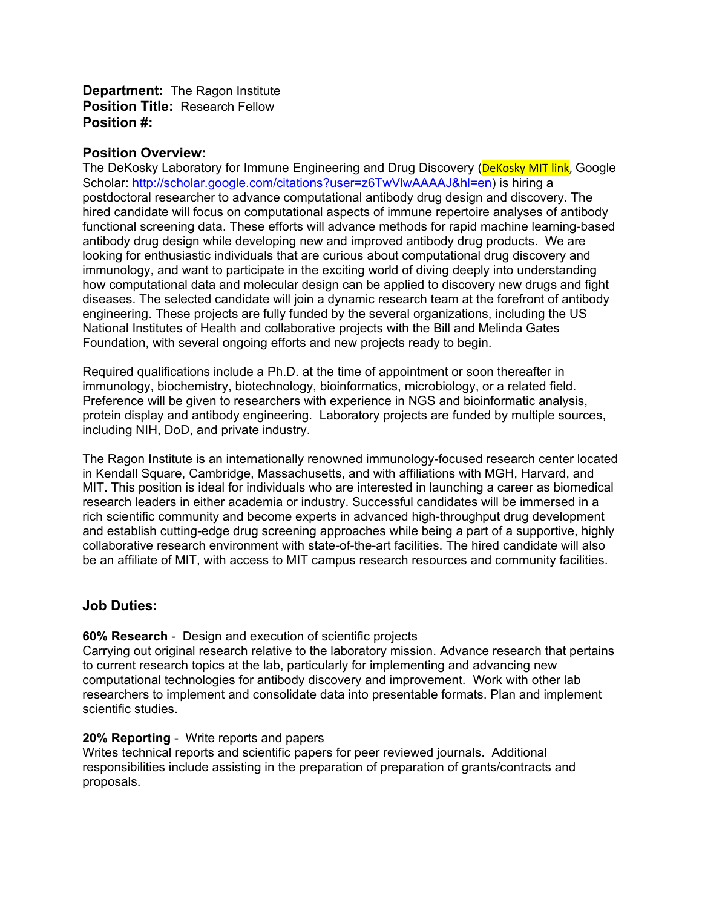**Department:** The Ragon Institute
**Position Title:** Research Fellow
**Position #:**

## Position Overview:

The DeKosky Laboratory for Immune Engineering and Drug Discovery (DeKosky MIT link, Google Scholar: http://scholar.google.com/citations?user=z6TwVlwAAAAJ&hl=en) is hiring a postdoctoral researcher to advance computational antibody drug design and discovery. The hired candidate will focus on computational aspects of immune repertoire analyses of antibody functional screening data. These efforts will advance methods for rapid machine learning-based antibody drug design while developing new and improved antibody drug products. We are looking for enthusiastic individuals that are curious about computational drug discovery and immunology, and want to participate in the exciting world of diving deeply into understanding how computational data and molecular design can be applied to discovery new drugs and fight diseases. The selected candidate will join a dynamic research team at the forefront of antibody engineering. These projects are fully funded by the several organizations, including the US National Institutes of Health and collaborative projects with the Bill and Melinda Gates Foundation, with several ongoing efforts and new projects ready to begin.

Required qualifications include a Ph.D. at the time of appointment or soon thereafter in immunology, biochemistry, biotechnology, bioinformatics, microbiology, or a related field. Preference will be given to researchers with experience in NGS and bioinformatic analysis, protein display and antibody engineering. Laboratory projects are funded by multiple sources, including NIH, DoD, and private industry.

The Ragon Institute is an internationally renowned immunology-focused research center located in Kendall Square, Cambridge, Massachusetts, and with affiliations with MGH, Harvard, and MIT. This position is ideal for individuals who are interested in launching a career as biomedical research leaders in either academia or industry. Successful candidates will be immersed in a rich scientific community and become experts in advanced high-throughput drug development and establish cutting-edge drug screening approaches while being a part of a supportive, highly collaborative research environment with state-of-the-art facilities. The hired candidate will also be an affiliate of MIT, with access to MIT campus research resources and community facilities.

## Job Duties:

**60% Research** - Design and execution of scientific projects
Carrying out original research relative to the laboratory mission. Advance research that pertains to current research topics at the lab, particularly for implementing and advancing new computational technologies for antibody discovery and improvement. Work with other lab researchers to implement and consolidate data into presentable formats. Plan and implement scientific studies.

**20% Reporting** - Write reports and papers
Writes technical reports and scientific papers for peer reviewed journals. Additional responsibilities include assisting in the preparation of preparation of grants/contracts and proposals.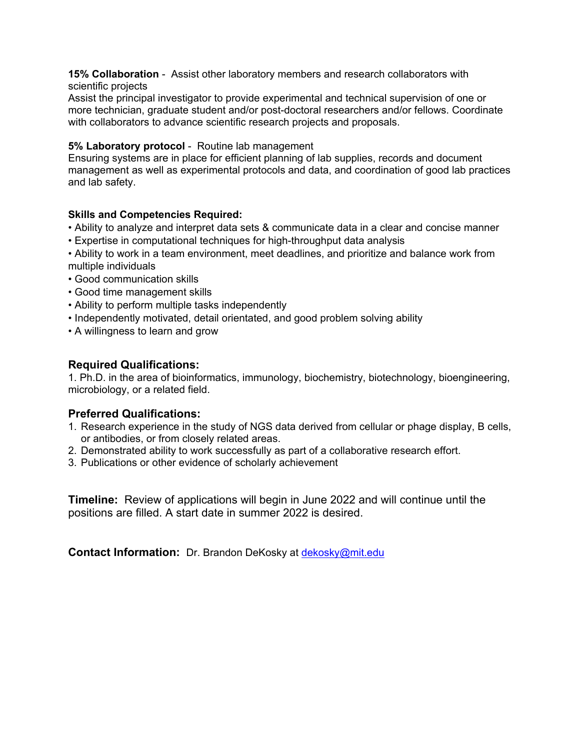**15% Collaboration** - Assist other laboratory members and research collaborators with scientific projects
Assist the principal investigator to provide experimental and technical supervision of one or more technician, graduate student and/or post-doctoral researchers and/or fellows. Coordinate with collaborators to advance scientific research projects and proposals.

**5% Laboratory protocol** - Routine lab management
Ensuring systems are in place for efficient planning of lab supplies, records and document management as well as experimental protocols and data, and coordination of good lab practices and lab safety.

**Skills and Competencies Required:**

- Ability to analyze and interpret data sets & communicate data in a clear and concise manner
- Expertise in computational techniques for high-throughput data analysis
- Ability to work in a team environment, meet deadlines, and prioritize and balance work from multiple individuals
- Good communication skills
- Good time management skills
- Ability to perform multiple tasks independently
- Independently motivated, detail orientated, and good problem solving ability
- A willingness to learn and grow

## Required Qualifications:

1. Ph.D. in the area of bioinformatics, immunology, biochemistry, biotechnology, bioengineering, microbiology, or a related field.

## Preferred Qualifications:

1. Research experience in the study of NGS data derived from cellular or phage display, B cells, or antibodies, or from closely related areas.
2. Demonstrated ability to work successfully as part of a collaborative research effort.
3. Publications or other evidence of scholarly achievement

**Timeline:** Review of applications will begin in June 2022 and will continue until the positions are filled. A start date in summer 2022 is desired.

**Contact Information:** Dr. Brandon DeKosky at dekosky@mit.edu